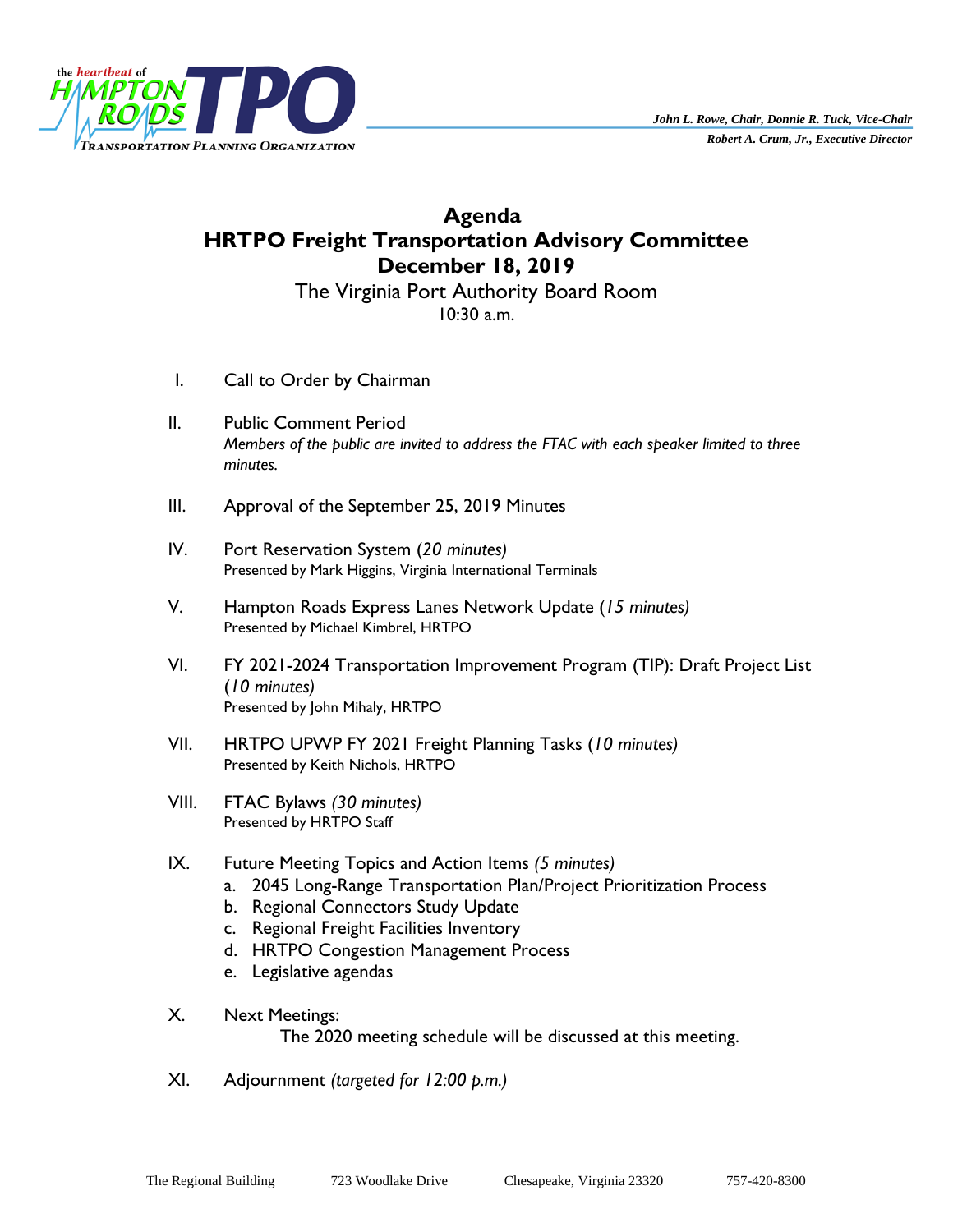the *heartbeat* of HAMPTON ROADS TPO
TRANSPORTATION PLANNING ORGANIZATION

***John L. Rowe, Chair, Donnie R. Tuck, Vice-Chair***
***Robert A. Crum, Jr., Executive Director***

# Agenda
# HRTPO Freight Transportation Advisory Committee
# December 18, 2019

The Virginia Port Authority Board Room
10:30 a.m.

I. Call to Order by Chairman

II. Public Comment Period
*Members of the public are invited to address the FTAC with each speaker limited to three minutes.*

III. Approval of the September 25, 2019 Minutes

IV. Port Reservation System (*20 minutes)*
Presented by Mark Higgins, Virginia International Terminals

V. Hampton Roads Express Lanes Network Update (*15 minutes)*
Presented by Michael Kimbrel, HRTPO

VI. FY 2021-2024 Transportation Improvement Program (TIP): Draft Project List (*10 minutes)*
Presented by John Mihaly, HRTPO

VII. HRTPO UPWP FY 2021 Freight Planning Tasks (*10 minutes)*
Presented by Keith Nichols, HRTPO

VIII. FTAC Bylaws *(30 minutes)*
Presented by HRTPO Staff

IX. Future Meeting Topics and Action Items *(5 minutes)*
   a. 2045 Long-Range Transportation Plan/Project Prioritization Process
   b. Regional Connectors Study Update
   c. Regional Freight Facilities Inventory
   d. HRTPO Congestion Management Process
   e. Legislative agendas

X. Next Meetings:
The 2020 meeting schedule will be discussed at this meeting.

XI. Adjournment *(targeted for 12:00 p.m.)*

The Regional Building 723 Woodlake Drive Chesapeake, Virginia 23320 757-420-8300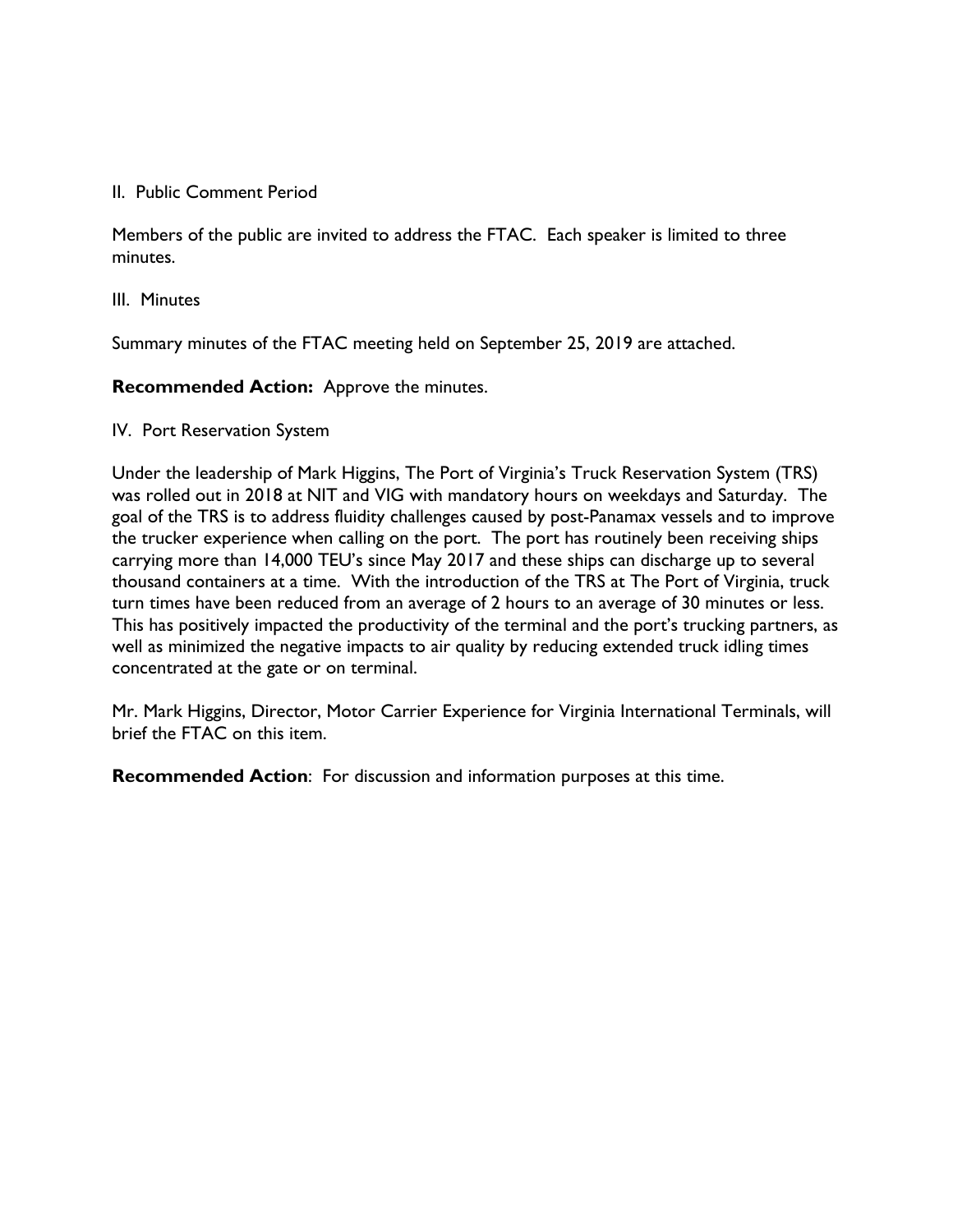II. Public Comment Period

Members of the public are invited to address the FTAC. Each speaker is limited to three minutes.

III. Minutes

Summary minutes of the FTAC meeting held on September 25, 2019 are attached.

**Recommended Action:** Approve the minutes.

IV. Port Reservation System

Under the leadership of Mark Higgins, The Port of Virginia's Truck Reservation System (TRS) was rolled out in 2018 at NIT and VIG with mandatory hours on weekdays and Saturday. The goal of the TRS is to address fluidity challenges caused by post-Panamax vessels and to improve the trucker experience when calling on the port. The port has routinely been receiving ships carrying more than 14,000 TEU's since May 2017 and these ships can discharge up to several thousand containers at a time. With the introduction of the TRS at The Port of Virginia, truck turn times have been reduced from an average of 2 hours to an average of 30 minutes or less. This has positively impacted the productivity of the terminal and the port's trucking partners, as well as minimized the negative impacts to air quality by reducing extended truck idling times concentrated at the gate or on terminal.

Mr. Mark Higgins, Director, Motor Carrier Experience for Virginia International Terminals, will brief the FTAC on this item.

**Recommended Action**: For discussion and information purposes at this time.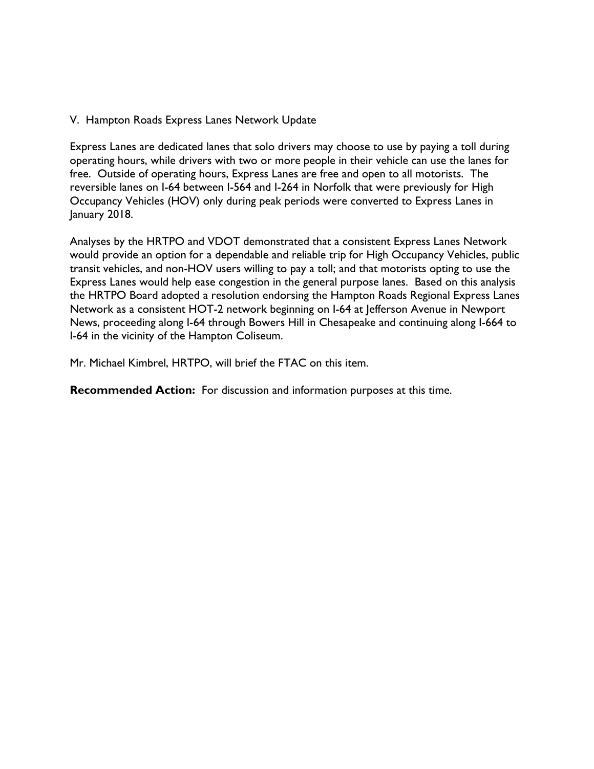## V. Hampton Roads Express Lanes Network Update

Express Lanes are dedicated lanes that solo drivers may choose to use by paying a toll during operating hours, while drivers with two or more people in their vehicle can use the lanes for free. Outside of operating hours, Express Lanes are free and open to all motorists. The reversible lanes on I-64 between I-564 and I-264 in Norfolk that were previously for High Occupancy Vehicles (HOV) only during peak periods were converted to Express Lanes in January 2018.

Analyses by the HRTPO and VDOT demonstrated that a consistent Express Lanes Network would provide an option for a dependable and reliable trip for High Occupancy Vehicles, public transit vehicles, and non-HOV users willing to pay a toll; and that motorists opting to use the Express Lanes would help ease congestion in the general purpose lanes. Based on this analysis the HRTPO Board adopted a resolution endorsing the Hampton Roads Regional Express Lanes Network as a consistent HOT-2 network beginning on I-64 at Jefferson Avenue in Newport News, proceeding along I-64 through Bowers Hill in Chesapeake and continuing along I-664 to I-64 in the vicinity of the Hampton Coliseum.

Mr. Michael Kimbrel, HRTPO, will brief the FTAC on this item.

**Recommended Action:** For discussion and information purposes at this time.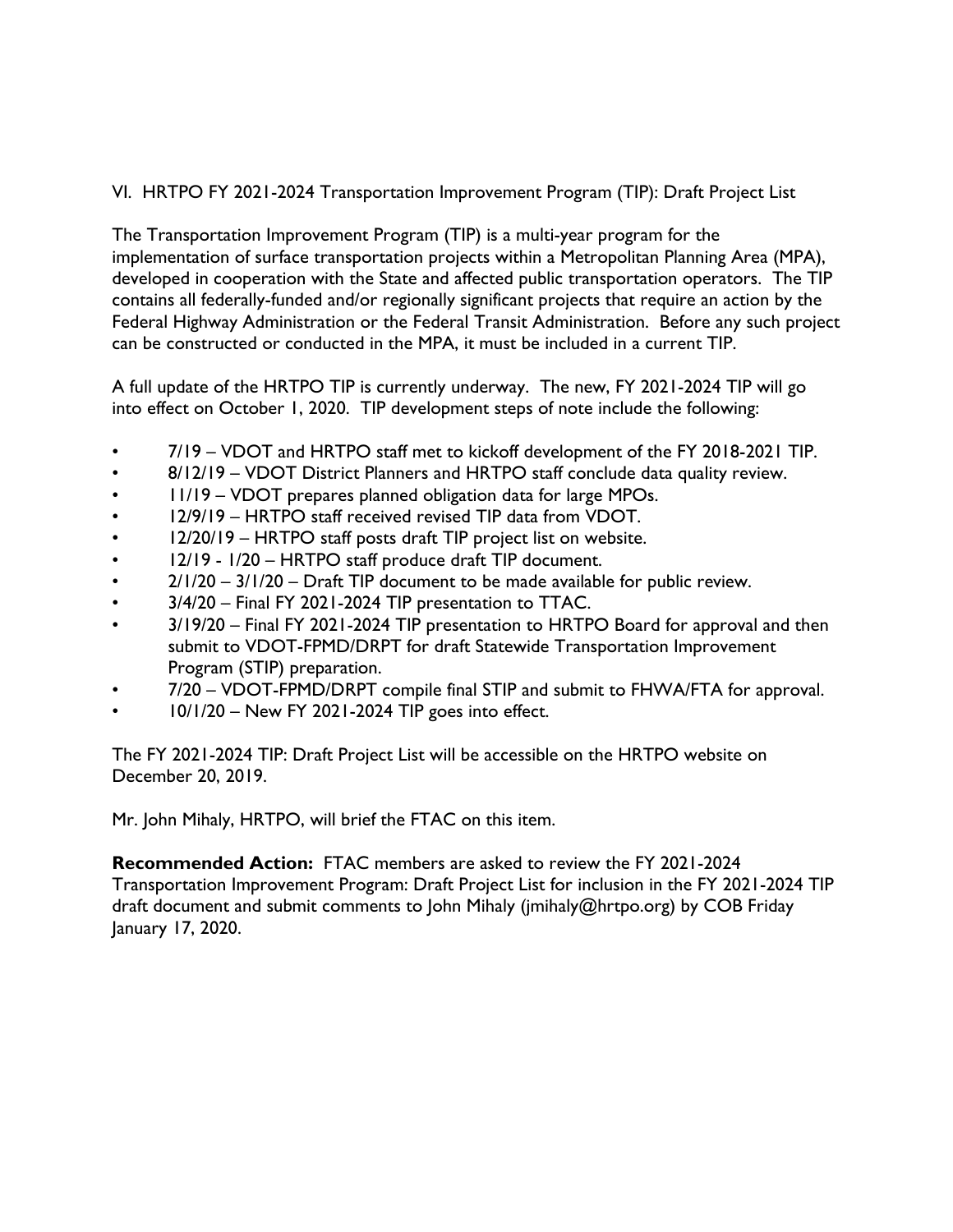## VI. HRTPO FY 2021-2024 Transportation Improvement Program (TIP): Draft Project List

The Transportation Improvement Program (TIP) is a multi-year program for the implementation of surface transportation projects within a Metropolitan Planning Area (MPA), developed in cooperation with the State and affected public transportation operators. The TIP contains all federally-funded and/or regionally significant projects that require an action by the Federal Highway Administration or the Federal Transit Administration. Before any such project can be constructed or conducted in the MPA, it must be included in a current TIP.

A full update of the HRTPO TIP is currently underway. The new, FY 2021-2024 TIP will go into effect on October 1, 2020. TIP development steps of note include the following:

- 7/19 – VDOT and HRTPO staff met to kickoff development of the FY 2018-2021 TIP.
- 8/12/19 – VDOT District Planners and HRTPO staff conclude data quality review.
- 11/19 – VDOT prepares planned obligation data for large MPOs.
- 12/9/19 – HRTPO staff received revised TIP data from VDOT.
- 12/20/19 – HRTPO staff posts draft TIP project list on website.
- 12/19 - 1/20 – HRTPO staff produce draft TIP document.
- 2/1/20 – 3/1/20 – Draft TIP document to be made available for public review.
- 3/4/20 – Final FY 2021-2024 TIP presentation to TTAC.
- 3/19/20 – Final FY 2021-2024 TIP presentation to HRTPO Board for approval and then submit to VDOT-FPMD/DRPT for draft Statewide Transportation Improvement Program (STIP) preparation.
- 7/20 – VDOT-FPMD/DRPT compile final STIP and submit to FHWA/FTA for approval.
- 10/1/20 – New FY 2021-2024 TIP goes into effect.

The FY 2021-2024 TIP: Draft Project List will be accessible on the HRTPO website on December 20, 2019.

Mr. John Mihaly, HRTPO, will brief the FTAC on this item.

**Recommended Action:** FTAC members are asked to review the FY 2021-2024 Transportation Improvement Program: Draft Project List for inclusion in the FY 2021-2024 TIP draft document and submit comments to John Mihaly (jmihaly@hrtpo.org) by COB Friday January 17, 2020.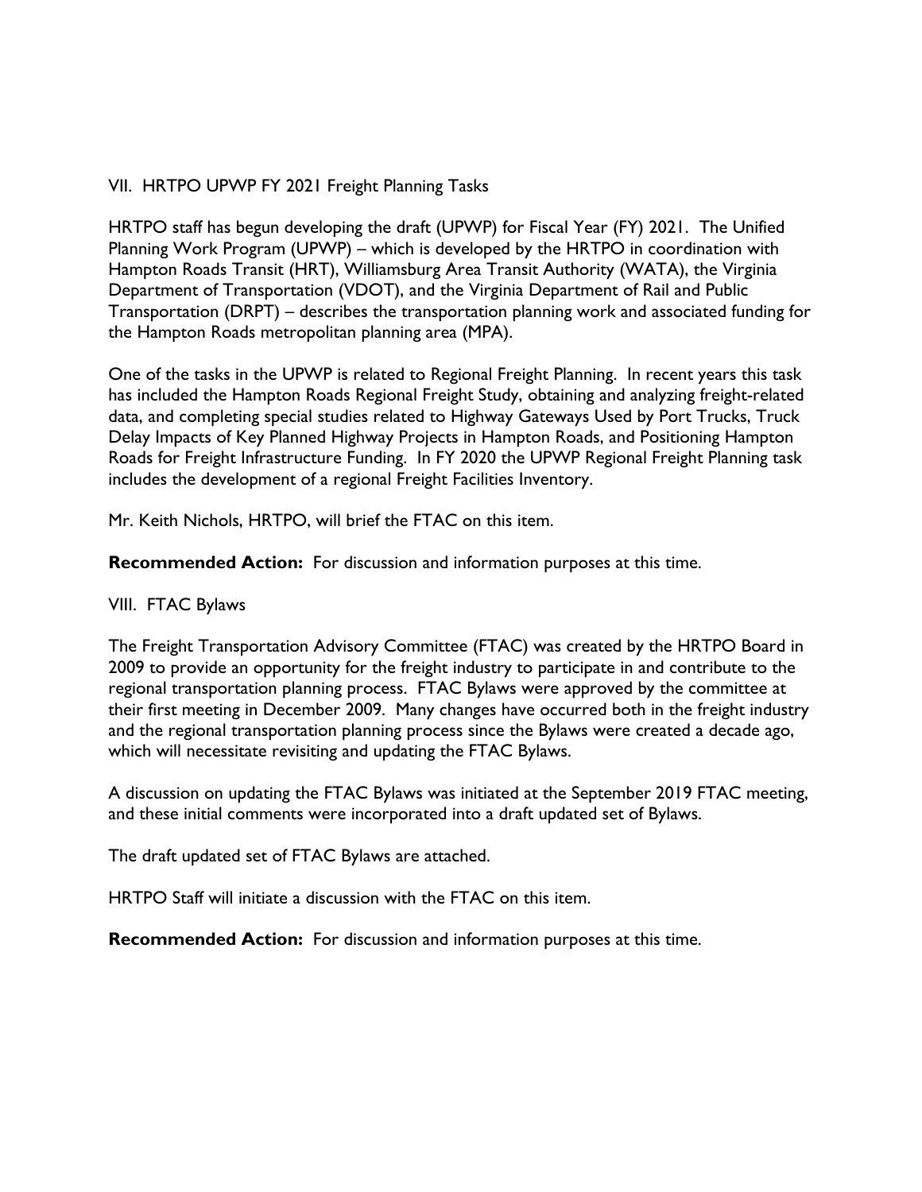VII. HRTPO UPWP FY 2021 Freight Planning Tasks

HRTPO staff has begun developing the draft (UPWP) for Fiscal Year (FY) 2021. The Unified Planning Work Program (UPWP) – which is developed by the HRTPO in coordination with Hampton Roads Transit (HRT), Williamsburg Area Transit Authority (WATA), the Virginia Department of Transportation (VDOT), and the Virginia Department of Rail and Public Transportation (DRPT) – describes the transportation planning work and associated funding for the Hampton Roads metropolitan planning area (MPA).

One of the tasks in the UPWP is related to Regional Freight Planning. In recent years this task has included the Hampton Roads Regional Freight Study, obtaining and analyzing freight-related data, and completing special studies related to Highway Gateways Used by Port Trucks, Truck Delay Impacts of Key Planned Highway Projects in Hampton Roads, and Positioning Hampton Roads for Freight Infrastructure Funding. In FY 2020 the UPWP Regional Freight Planning task includes the development of a regional Freight Facilities Inventory.

Mr. Keith Nichols, HRTPO, will brief the FTAC on this item.

**Recommended Action:** For discussion and information purposes at this time.

VIII. FTAC Bylaws

The Freight Transportation Advisory Committee (FTAC) was created by the HRTPO Board in 2009 to provide an opportunity for the freight industry to participate in and contribute to the regional transportation planning process. FTAC Bylaws were approved by the committee at their first meeting in December 2009. Many changes have occurred both in the freight industry and the regional transportation planning process since the Bylaws were created a decade ago, which will necessitate revisiting and updating the FTAC Bylaws.

A discussion on updating the FTAC Bylaws was initiated at the September 2019 FTAC meeting, and these initial comments were incorporated into a draft updated set of Bylaws.

The draft updated set of FTAC Bylaws are attached.

HRTPO Staff will initiate a discussion with the FTAC on this item.

**Recommended Action:** For discussion and information purposes at this time.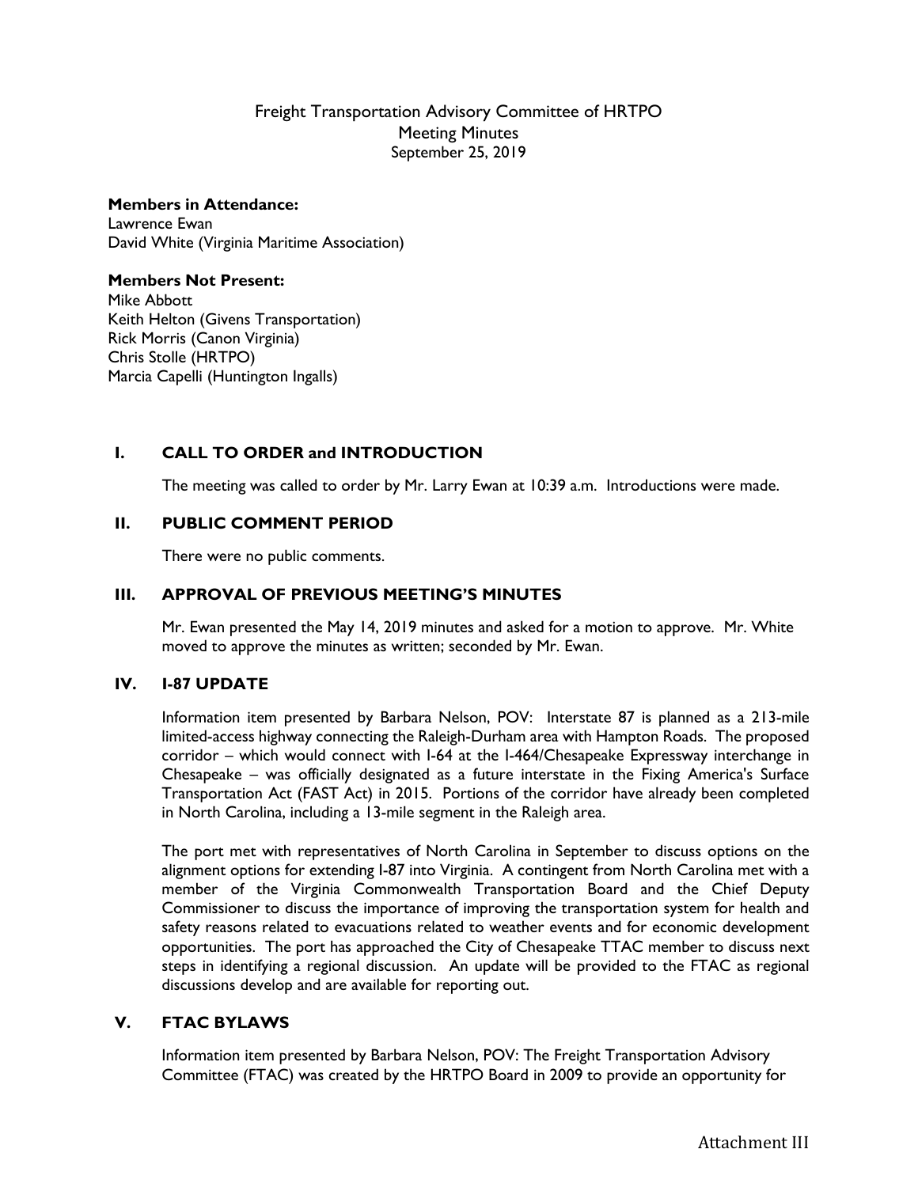Freight Transportation Advisory Committee of HRTPO
Meeting Minutes
September 25, 2019

**Members in Attendance:**
Lawrence Ewan
David White (Virginia Maritime Association)

**Members Not Present:**
Mike Abbott
Keith Helton (Givens Transportation)
Rick Morris (Canon Virginia)
Chris Stolle (HRTPO)
Marcia Capelli (Huntington Ingalls)

## I. CALL TO ORDER and INTRODUCTION

The meeting was called to order by Mr. Larry Ewan at 10:39 a.m. Introductions were made.

## II. PUBLIC COMMENT PERIOD

There were no public comments.

## III. APPROVAL OF PREVIOUS MEETING'S MINUTES

Mr. Ewan presented the May 14, 2019 minutes and asked for a motion to approve. Mr. White moved to approve the minutes as written; seconded by Mr. Ewan.

## IV. I-87 UPDATE

Information item presented by Barbara Nelson, POV: Interstate 87 is planned as a 213-mile limited-access highway connecting the Raleigh-Durham area with Hampton Roads. The proposed corridor – which would connect with I-64 at the I-464/Chesapeake Expressway interchange in Chesapeake – was officially designated as a future interstate in the Fixing America's Surface Transportation Act (FAST Act) in 2015. Portions of the corridor have already been completed in North Carolina, including a 13-mile segment in the Raleigh area.

The port met with representatives of North Carolina in September to discuss options on the alignment options for extending I-87 into Virginia. A contingent from North Carolina met with a member of the Virginia Commonwealth Transportation Board and the Chief Deputy Commissioner to discuss the importance of improving the transportation system for health and safety reasons related to evacuations related to weather events and for economic development opportunities. The port has approached the City of Chesapeake TTAC member to discuss next steps in identifying a regional discussion. An update will be provided to the FTAC as regional discussions develop and are available for reporting out.

## V. FTAC BYLAWS

Information item presented by Barbara Nelson, POV: The Freight Transportation Advisory Committee (FTAC) was created by the HRTPO Board in 2009 to provide an opportunity for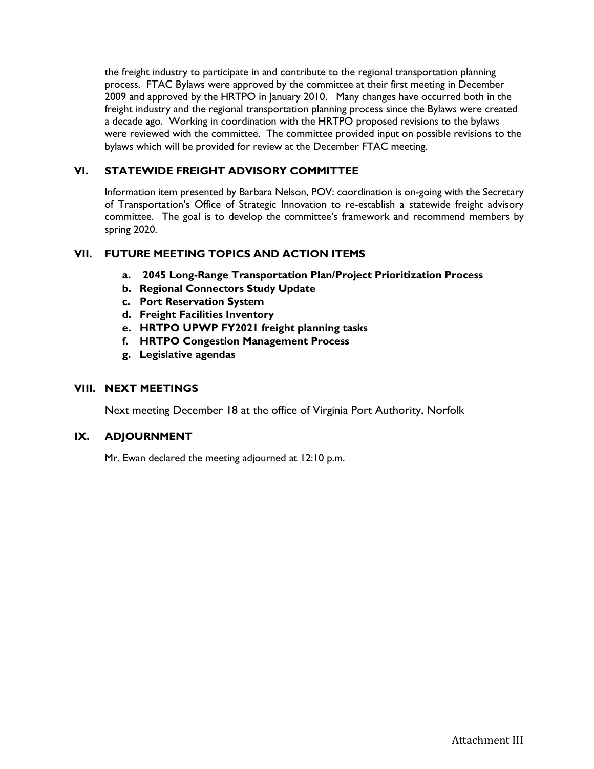the freight industry to participate in and contribute to the regional transportation planning process. FTAC Bylaws were approved by the committee at their first meeting in December 2009 and approved by the HRTPO in January 2010. Many changes have occurred both in the freight industry and the regional transportation planning process since the Bylaws were created a decade ago. Working in coordination with the HRTPO proposed revisions to the bylaws were reviewed with the committee. The committee provided input on possible revisions to the bylaws which will be provided for review at the December FTAC meeting.

## VI. STATEWIDE FREIGHT ADVISORY COMMITTEE

Information item presented by Barbara Nelson, POV: coordination is on-going with the Secretary of Transportation's Office of Strategic Innovation to re-establish a statewide freight advisory committee. The goal is to develop the committee's framework and recommend members by spring 2020.

## VII. FUTURE MEETING TOPICS AND ACTION ITEMS

- **a. 2045 Long-Range Transportation Plan/Project Prioritization Process**
- **b. Regional Connectors Study Update**
- **c. Port Reservation System**
- **d. Freight Facilities Inventory**
- **e. HRTPO UPWP FY2021 freight planning tasks**
- **f. HRTPO Congestion Management Process**
- **g. Legislative agendas**

## VIII. NEXT MEETINGS

Next meeting December 18 at the office of Virginia Port Authority, Norfolk

## IX. ADJOURNMENT

Mr. Ewan declared the meeting adjourned at 12:10 p.m.

Attachment III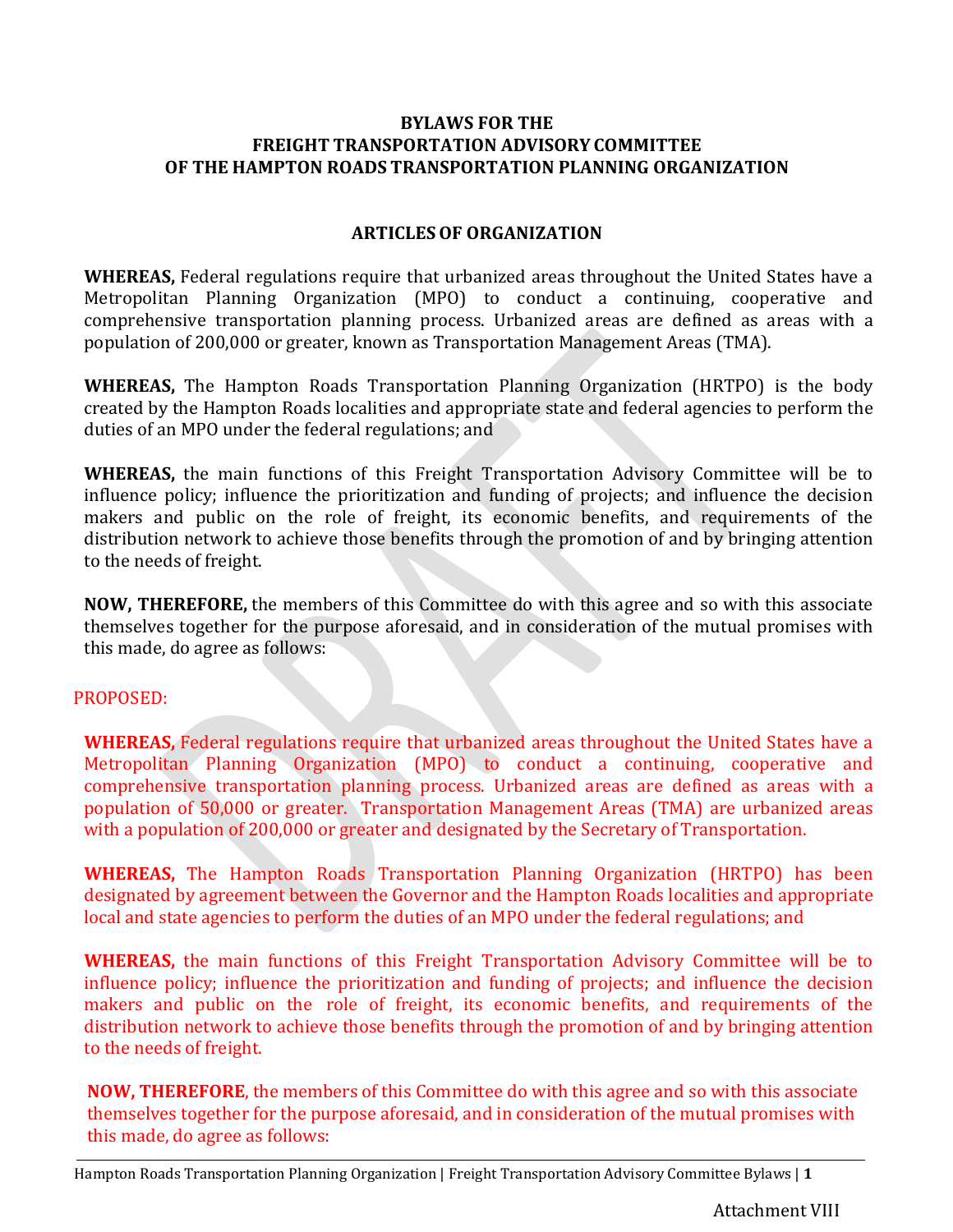**BYLAWS FOR THE**
**FREIGHT TRANSPORTATION ADVISORY COMMITTEE**
**OF THE HAMPTON ROADS TRANSPORTATION PLANNING ORGANIZATION**

**ARTICLES OF ORGANIZATION**

**WHEREAS,** Federal regulations require that urbanized areas throughout the United States have a Metropolitan Planning Organization (MPO) to conduct a continuing, cooperative and comprehensive transportation planning process. Urbanized areas are defined as areas with a population of 200,000 or greater, known as Transportation Management Areas (TMA).

**WHEREAS,** The Hampton Roads Transportation Planning Organization (HRTPO) is the body created by the Hampton Roads localities and appropriate state and federal agencies to perform the duties of an MPO under the federal regulations; and

**WHEREAS,** the main functions of this Freight Transportation Advisory Committee will be to influence policy; influence the prioritization and funding of projects; and influence the decision makers and public on the role of freight, its economic benefits, and requirements of the distribution network to achieve those benefits through the promotion of and by bringing attention to the needs of freight.

**NOW, THEREFORE,** the members of this Committee do with this agree and so with this associate themselves together for the purpose aforesaid, and in consideration of the mutual promises with this made, do agree as follows:

PROPOSED:

**WHEREAS,** Federal regulations require that urbanized areas throughout the United States have a Metropolitan Planning Organization (MPO) to conduct a continuing, cooperative and comprehensive transportation planning process. Urbanized areas are defined as areas with a population of 50,000 or greater. Transportation Management Areas (TMA) are urbanized areas with a population of 200,000 or greater and designated by the Secretary of Transportation.

**WHEREAS,** The Hampton Roads Transportation Planning Organization (HRTPO) has been designated by agreement between the Governor and the Hampton Roads localities and appropriate local and state agencies to perform the duties of an MPO under the federal regulations; and

**WHEREAS,** the main functions of this Freight Transportation Advisory Committee will be to influence policy; influence the prioritization and funding of projects; and influence the decision makers and public on the role of freight, its economic benefits, and requirements of the distribution network to achieve those benefits through the promotion of and by bringing attention to the needs of freight.

**NOW, THEREFORE**, the members of this Committee do with this agree and so with this associate themselves together for the purpose aforesaid, and in consideration of the mutual promises with this made, do agree as follows:

Attachment VIII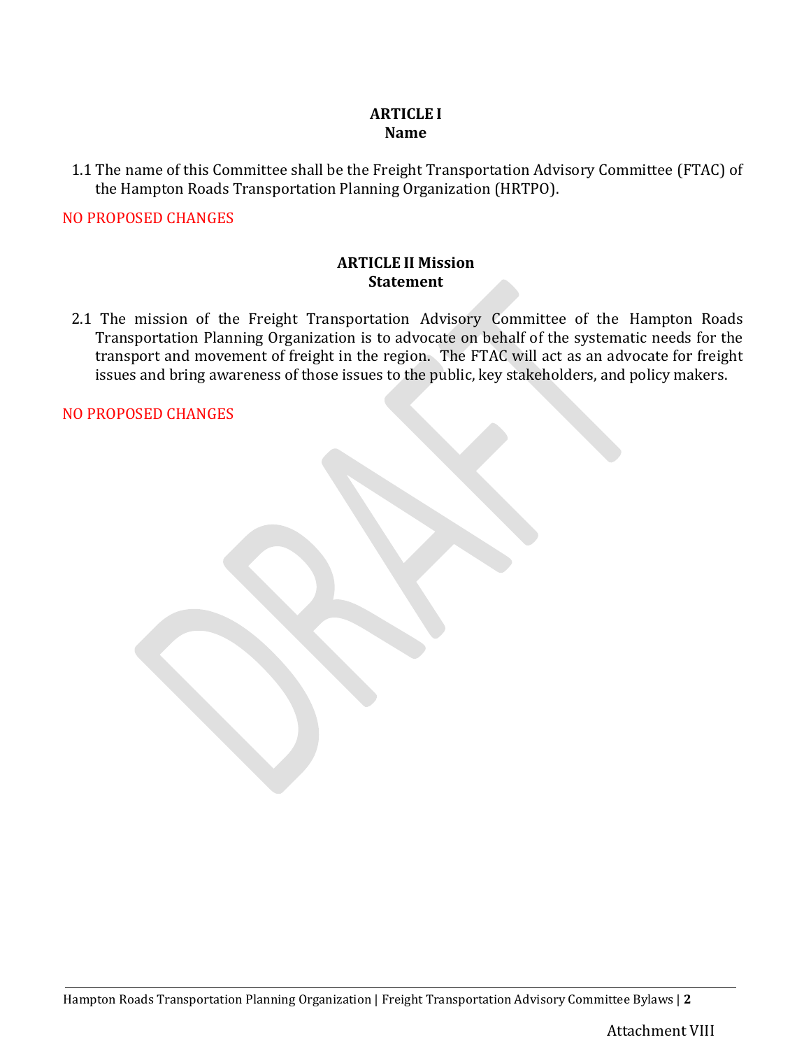## ARTICLE I
## Name

1.1 The name of this Committee shall be the Freight Transportation Advisory Committee (FTAC) of the Hampton Roads Transportation Planning Organization (HRTPO).

NO PROPOSED CHANGES

## ARTICLE II Mission
## Statement

2.1 The mission of the Freight Transportation Advisory Committee of the Hampton Roads Transportation Planning Organization is to advocate on behalf of the systematic needs for the transport and movement of freight in the region. The FTAC will act as an advocate for freight issues and bring awareness of those issues to the public, key stakeholders, and policy makers.

NO PROPOSED CHANGES

Attachment VIII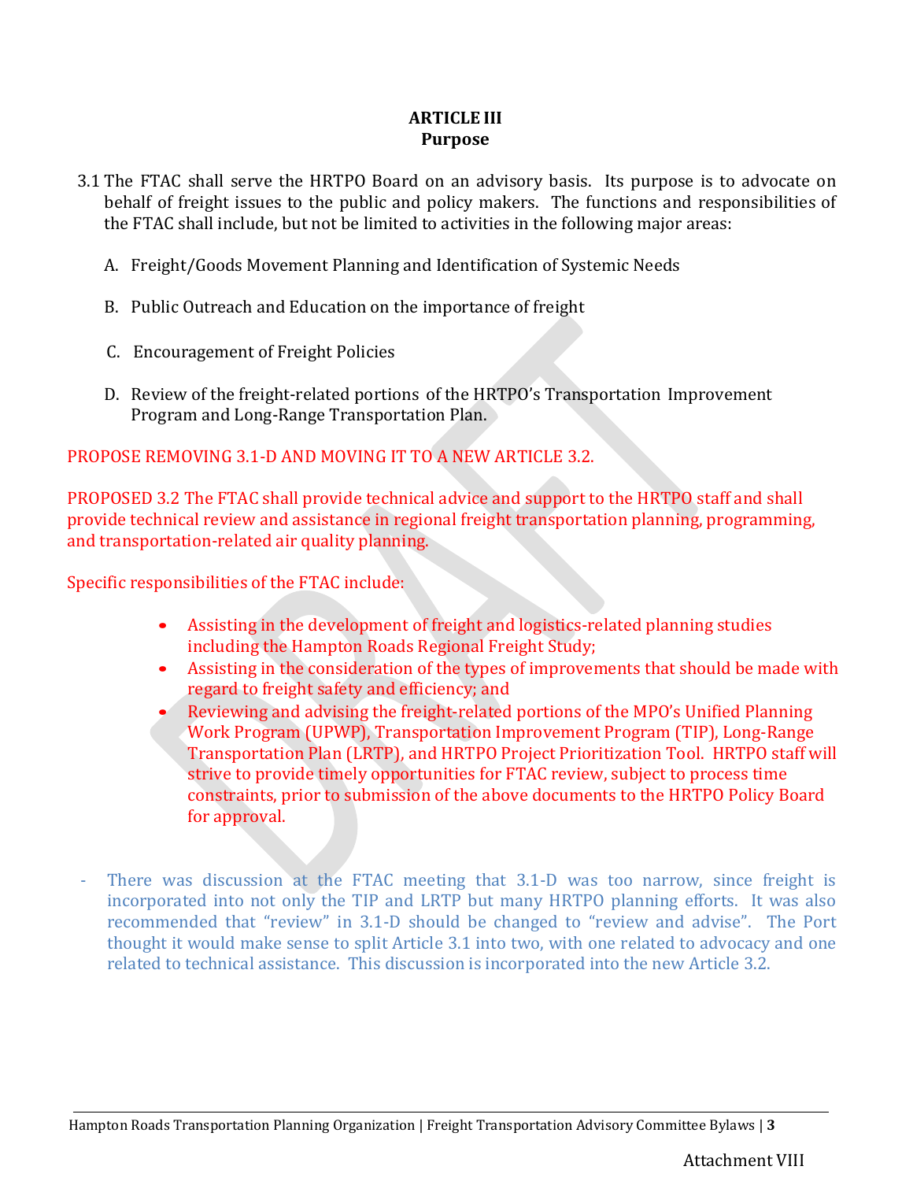**ARTICLE III**
**Purpose**

3.1 The FTAC shall serve the HRTPO Board on an advisory basis. Its purpose is to advocate on behalf of freight issues to the public and policy makers. The functions and responsibilities of the FTAC shall include, but not be limited to activities in the following major areas:

A. Freight/Goods Movement Planning and Identification of Systemic Needs

B. Public Outreach and Education on the importance of freight

C. Encouragement of Freight Policies

D. Review of the freight-related portions of the HRTPO's Transportation Improvement Program and Long-Range Transportation Plan.

PROPOSE REMOVING 3.1-D AND MOVING IT TO A NEW ARTICLE 3.2.

PROPOSED 3.2 The FTAC shall provide technical advice and support to the HRTPO staff and shall provide technical review and assistance in regional freight transportation planning, programming, and transportation-related air quality planning.

Specific responsibilities of the FTAC include:

- Assisting in the development of freight and logistics-related planning studies including the Hampton Roads Regional Freight Study;
- Assisting in the consideration of the types of improvements that should be made with regard to freight safety and efficiency; and
- Reviewing and advising the freight-related portions of the MPO's Unified Planning Work Program (UPWP), Transportation Improvement Program (TIP), Long-Range Transportation Plan (LRTP), and HRTPO Project Prioritization Tool. HRTPO staff will strive to provide timely opportunities for FTAC review, subject to process time constraints, prior to submission of the above documents to the HRTPO Policy Board for approval.

- There was discussion at the FTAC meeting that 3.1-D was too narrow, since freight is incorporated into not only the TIP and LRTP but many HRTPO planning efforts. It was also recommended that "review" in 3.1-D should be changed to "review and advise". The Port thought it would make sense to split Article 3.1 into two, with one related to advocacy and one related to technical assistance. This discussion is incorporated into the new Article 3.2.

Attachment VIII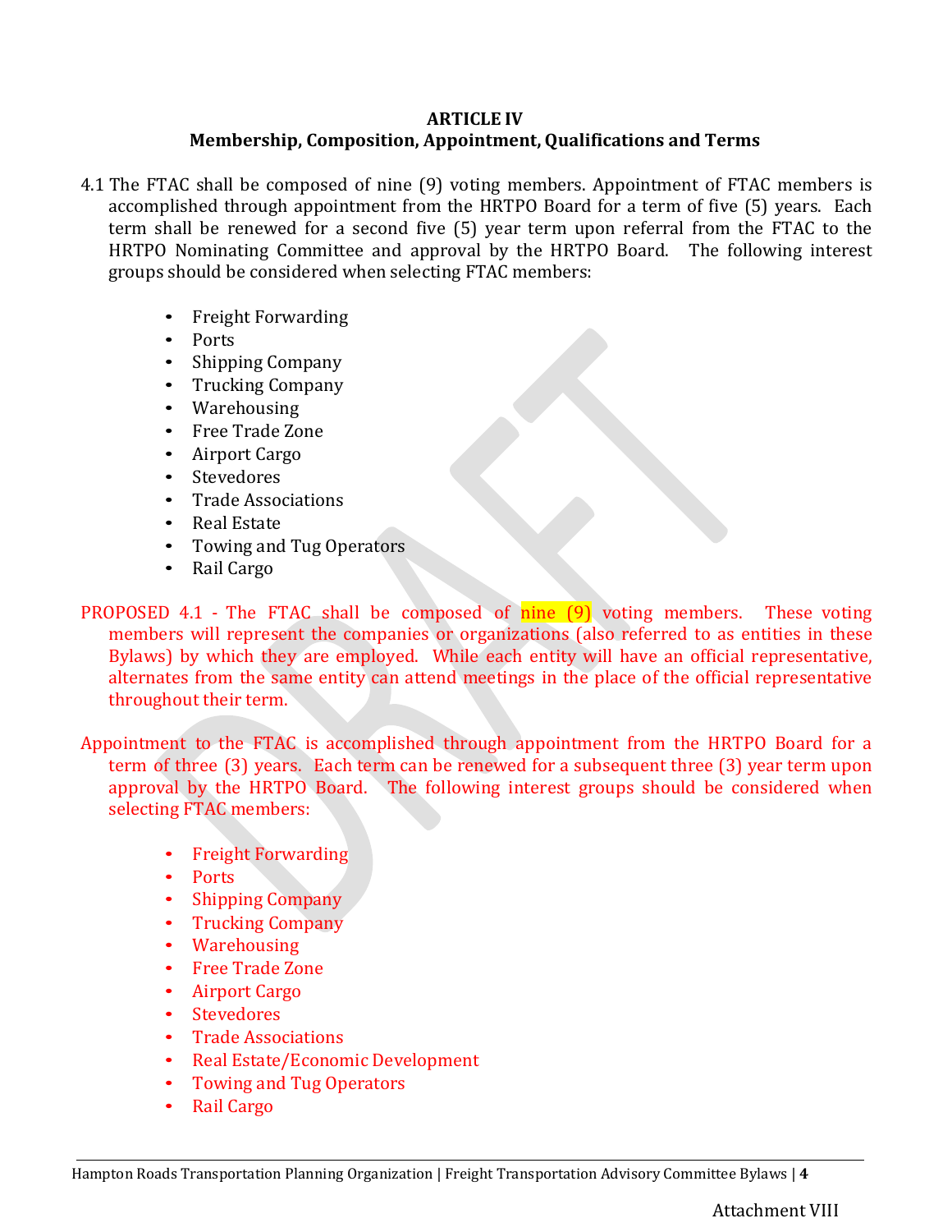**ARTICLE IV**
**Membership, Composition, Appointment, Qualifications and Terms**

4.1 The FTAC shall be composed of nine (9) voting members. Appointment of FTAC members is accomplished through appointment from the HRTPO Board for a term of five (5) years. Each term shall be renewed for a second five (5) year term upon referral from the FTAC to the HRTPO Nominating Committee and approval by the HRTPO Board. The following interest groups should be considered when selecting FTAC members:

- Freight Forwarding
- Ports
- Shipping Company
- Trucking Company
- Warehousing
- Free Trade Zone
- Airport Cargo
- Stevedores
- Trade Associations
- Real Estate
- Towing and Tug Operators
- Rail Cargo

PROPOSED 4.1 - The FTAC shall be composed of nine (9) voting members. These voting members will represent the companies or organizations (also referred to as entities in these Bylaws) by which they are employed. While each entity will have an official representative, alternates from the same entity can attend meetings in the place of the official representative throughout their term.

Appointment to the FTAC is accomplished through appointment from the HRTPO Board for a term of three (3) years. Each term can be renewed for a subsequent three (3) year term upon approval by the HRTPO Board. The following interest groups should be considered when selecting FTAC members:

- Freight Forwarding
- Ports
- Shipping Company
- Trucking Company
- Warehousing
- Free Trade Zone
- Airport Cargo
- Stevedores
- Trade Associations
- Real Estate/Economic Development
- Towing and Tug Operators
- Rail Cargo

Attachment VIII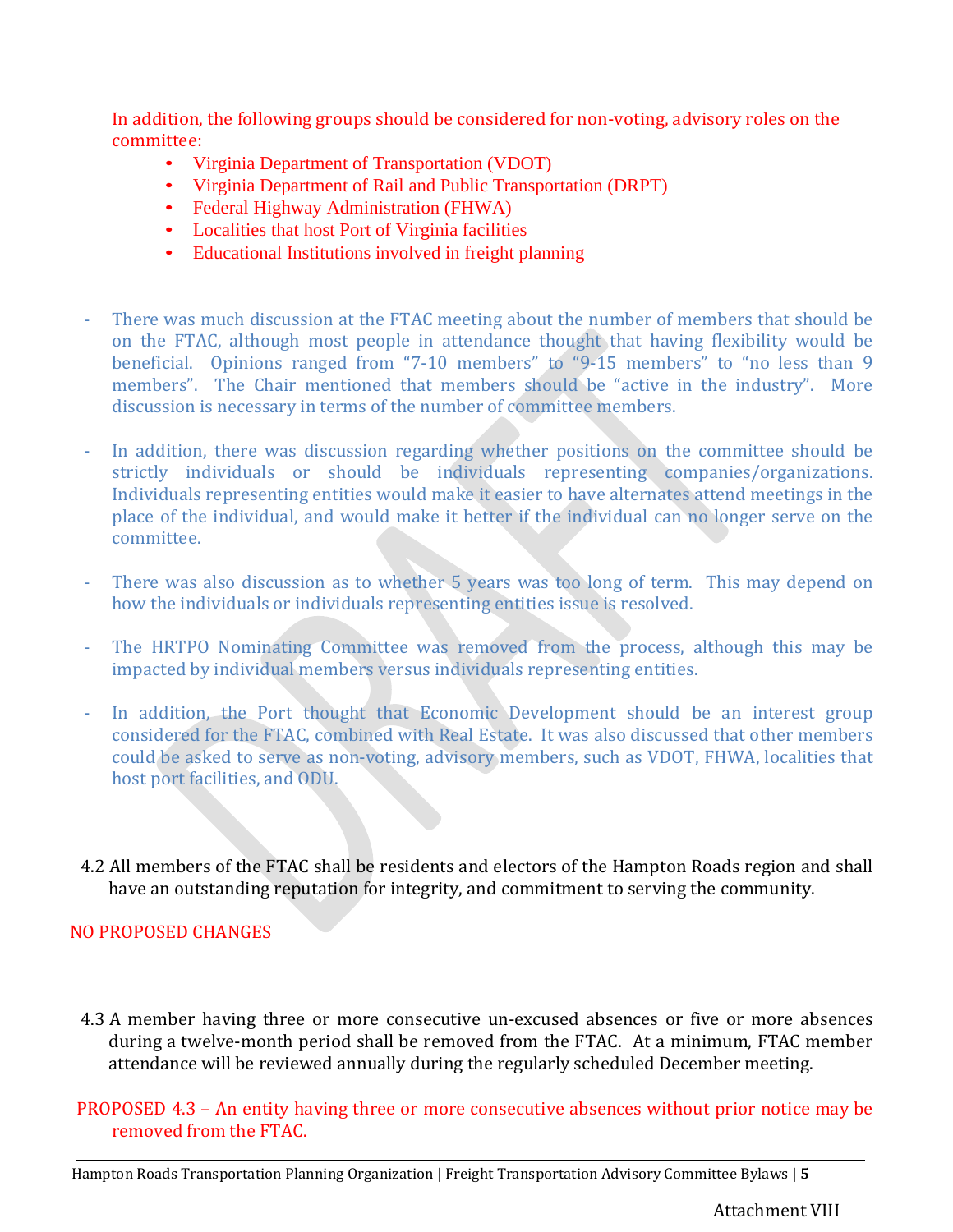In addition, the following groups should be considered for non-voting, advisory roles on the committee:

- Virginia Department of Transportation (VDOT)
- Virginia Department of Rail and Public Transportation (DRPT)
- Federal Highway Administration (FHWA)
- Localities that host Port of Virginia facilities
- Educational Institutions involved in freight planning

- There was much discussion at the FTAC meeting about the number of members that should be on the FTAC, although most people in attendance thought that having flexibility would be beneficial. Opinions ranged from "7-10 members" to "9-15 members" to "no less than 9 members". The Chair mentioned that members should be "active in the industry". More discussion is necessary in terms of the number of committee members.

- In addition, there was discussion regarding whether positions on the committee should be strictly individuals or should be individuals representing companies/organizations. Individuals representing entities would make it easier to have alternates attend meetings in the place of the individual, and would make it better if the individual can no longer serve on the committee.

- There was also discussion as to whether 5 years was too long of term. This may depend on how the individuals or individuals representing entities issue is resolved.

- The HRTPO Nominating Committee was removed from the process, although this may be impacted by individual members versus individuals representing entities.

- In addition, the Port thought that Economic Development should be an interest group considered for the FTAC, combined with Real Estate. It was also discussed that other members could be asked to serve as non-voting, advisory members, such as VDOT, FHWA, localities that host port facilities, and ODU.

4.2 All members of the FTAC shall be residents and electors of the Hampton Roads region and shall have an outstanding reputation for integrity, and commitment to serving the community.

NO PROPOSED CHANGES

4.3 A member having three or more consecutive un-excused absences or five or more absences during a twelve-month period shall be removed from the FTAC. At a minimum, FTAC member attendance will be reviewed annually during the regularly scheduled December meeting.

PROPOSED 4.3 – An entity having three or more consecutive absences without prior notice may be removed from the FTAC.

Attachment VIII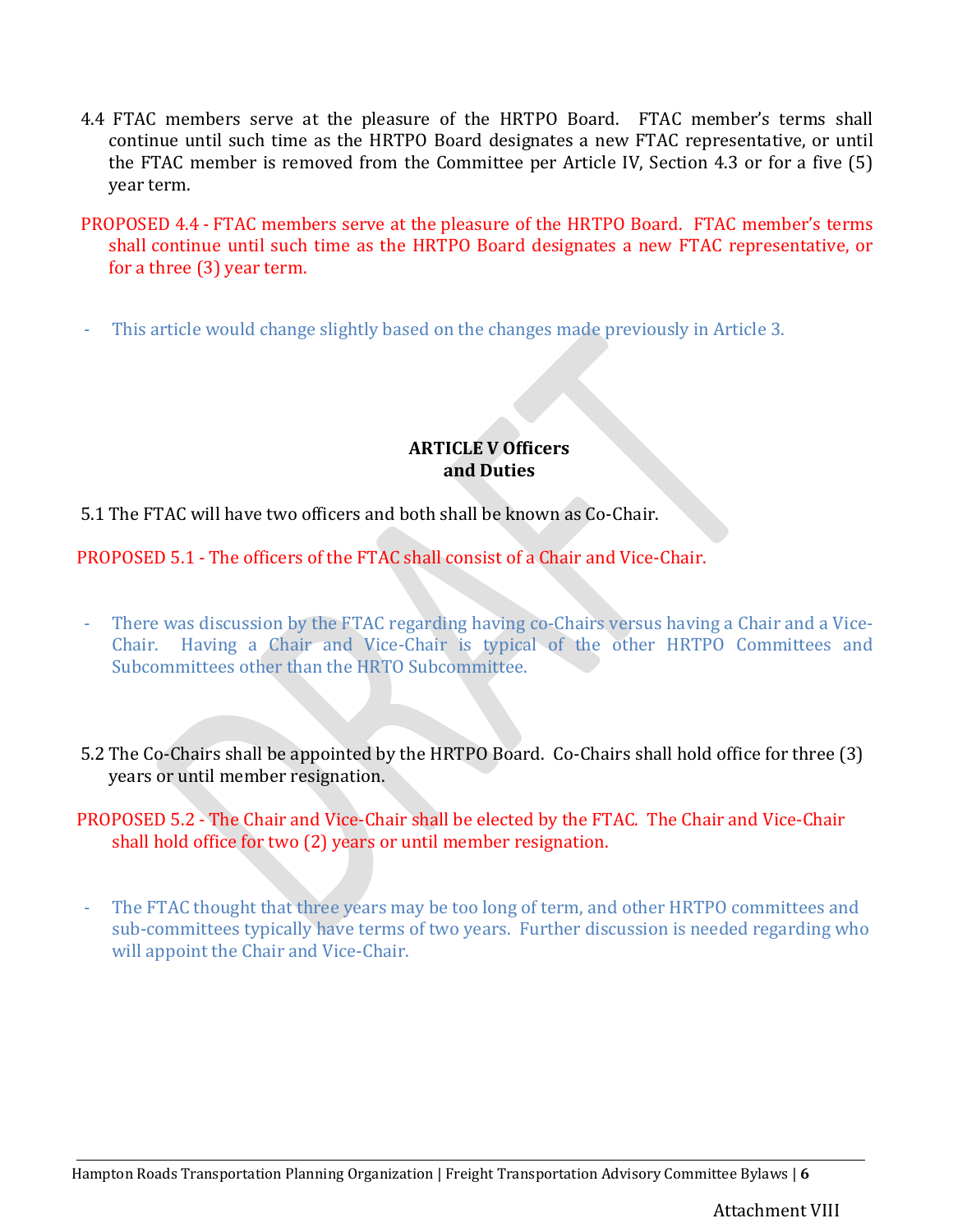4.4 FTAC members serve at the pleasure of the HRTPO Board. FTAC member's terms shall continue until such time as the HRTPO Board designates a new FTAC representative, or until the FTAC member is removed from the Committee per Article IV, Section 4.3 or for a five (5) year term.

PROPOSED 4.4 - FTAC members serve at the pleasure of the HRTPO Board. FTAC member's terms shall continue until such time as the HRTPO Board designates a new FTAC representative, or for a three (3) year term.

- This article would change slightly based on the changes made previously in Article 3.

## ARTICLE V Officers and Duties

5.1 The FTAC will have two officers and both shall be known as Co-Chair.

PROPOSED 5.1 - The officers of the FTAC shall consist of a Chair and Vice-Chair.

- There was discussion by the FTAC regarding having co-Chairs versus having a Chair and a Vice-Chair. Having a Chair and Vice-Chair is typical of the other HRTPO Committees and Subcommittees other than the HRTO Subcommittee.

5.2 The Co-Chairs shall be appointed by the HRTPO Board. Co-Chairs shall hold office for three (3) years or until member resignation.

PROPOSED 5.2 - The Chair and Vice-Chair shall be elected by the FTAC. The Chair and Vice-Chair shall hold office for two (2) years or until member resignation.

- The FTAC thought that three years may be too long of term, and other HRTPO committees and sub-committees typically have terms of two years. Further discussion is needed regarding who will appoint the Chair and Vice-Chair.

Attachment VIII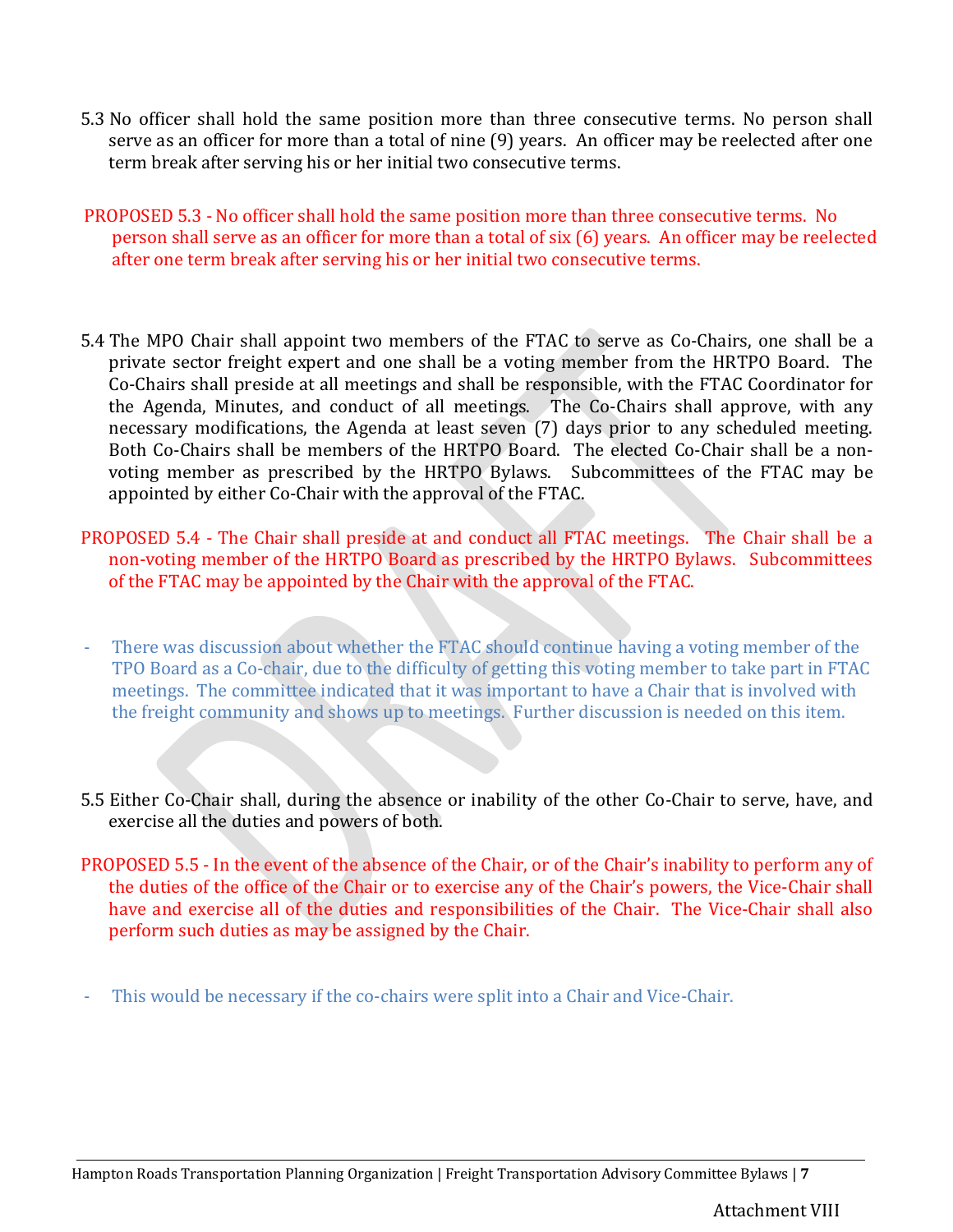5.3 No officer shall hold the same position more than three consecutive terms. No person shall serve as an officer for more than a total of nine (9) years. An officer may be reelected after one term break after serving his or her initial two consecutive terms.

PROPOSED 5.3 - No officer shall hold the same position more than three consecutive terms. No person shall serve as an officer for more than a total of six (6) years. An officer may be reelected after one term break after serving his or her initial two consecutive terms.

5.4 The MPO Chair shall appoint two members of the FTAC to serve as Co-Chairs, one shall be a private sector freight expert and one shall be a voting member from the HRTPO Board. The Co-Chairs shall preside at all meetings and shall be responsible, with the FTAC Coordinator for the Agenda, Minutes, and conduct of all meetings. The Co-Chairs shall approve, with any necessary modifications, the Agenda at least seven (7) days prior to any scheduled meeting. Both Co-Chairs shall be members of the HRTPO Board. The elected Co-Chair shall be a non-voting member as prescribed by the HRTPO Bylaws. Subcommittees of the FTAC may be appointed by either Co-Chair with the approval of the FTAC.

PROPOSED 5.4 - The Chair shall preside at and conduct all FTAC meetings. The Chair shall be a non-voting member of the HRTPO Board as prescribed by the HRTPO Bylaws. Subcommittees of the FTAC may be appointed by the Chair with the approval of the FTAC.

- There was discussion about whether the FTAC should continue having a voting member of the TPO Board as a Co-chair, due to the difficulty of getting this voting member to take part in FTAC meetings. The committee indicated that it was important to have a Chair that is involved with the freight community and shows up to meetings. Further discussion is needed on this item.

5.5 Either Co-Chair shall, during the absence or inability of the other Co-Chair to serve, have, and exercise all the duties and powers of both.

PROPOSED 5.5 - In the event of the absence of the Chair, or of the Chair's inability to perform any of the duties of the office of the Chair or to exercise any of the Chair's powers, the Vice-Chair shall have and exercise all of the duties and responsibilities of the Chair. The Vice-Chair shall also perform such duties as may be assigned by the Chair.

- This would be necessary if the co-chairs were split into a Chair and Vice-Chair.

Attachment VIII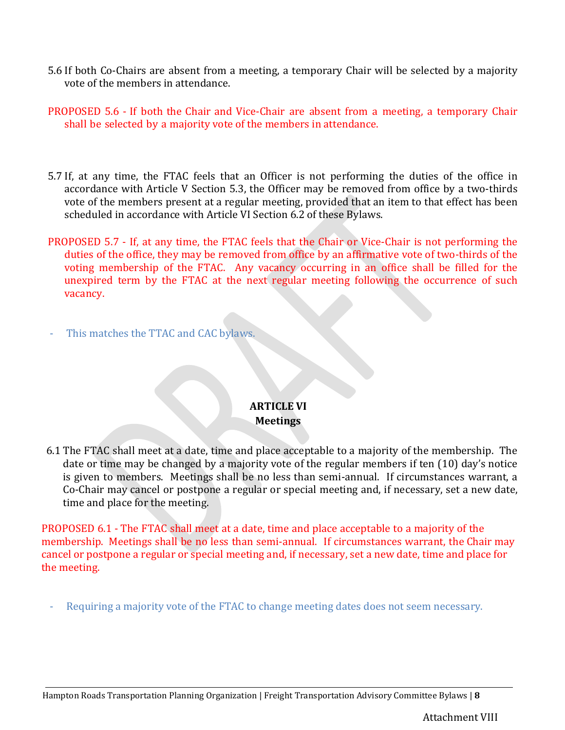5.6 If both Co-Chairs are absent from a meeting, a temporary Chair will be selected by a majority vote of the members in attendance.

PROPOSED 5.6 - If both the Chair and Vice-Chair are absent from a meeting, a temporary Chair shall be selected by a majority vote of the members in attendance.

5.7 If, at any time, the FTAC feels that an Officer is not performing the duties of the office in accordance with Article V Section 5.3, the Officer may be removed from office by a two-thirds vote of the members present at a regular meeting, provided that an item to that effect has been scheduled in accordance with Article VI Section 6.2 of these Bylaws.

PROPOSED 5.7 - If, at any time, the FTAC feels that the Chair or Vice-Chair is not performing the duties of the office, they may be removed from office by an affirmative vote of two-thirds of the voting membership of the FTAC. Any vacancy occurring in an office shall be filled for the unexpired term by the FTAC at the next regular meeting following the occurrence of such vacancy.

- This matches the TTAC and CAC bylaws.

## ARTICLE VI
## Meetings

6.1 The FTAC shall meet at a date, time and place acceptable to a majority of the membership. The date or time may be changed by a majority vote of the regular members if ten (10) day's notice is given to members. Meetings shall be no less than semi-annual. If circumstances warrant, a Co-Chair may cancel or postpone a regular or special meeting and, if necessary, set a new date, time and place for the meeting.

PROPOSED 6.1 - The FTAC shall meet at a date, time and place acceptable to a majority of the membership. Meetings shall be no less than semi-annual. If circumstances warrant, the Chair may cancel or postpone a regular or special meeting and, if necessary, set a new date, time and place for the meeting.

- Requiring a majority vote of the FTAC to change meeting dates does not seem necessary.

Attachment VIII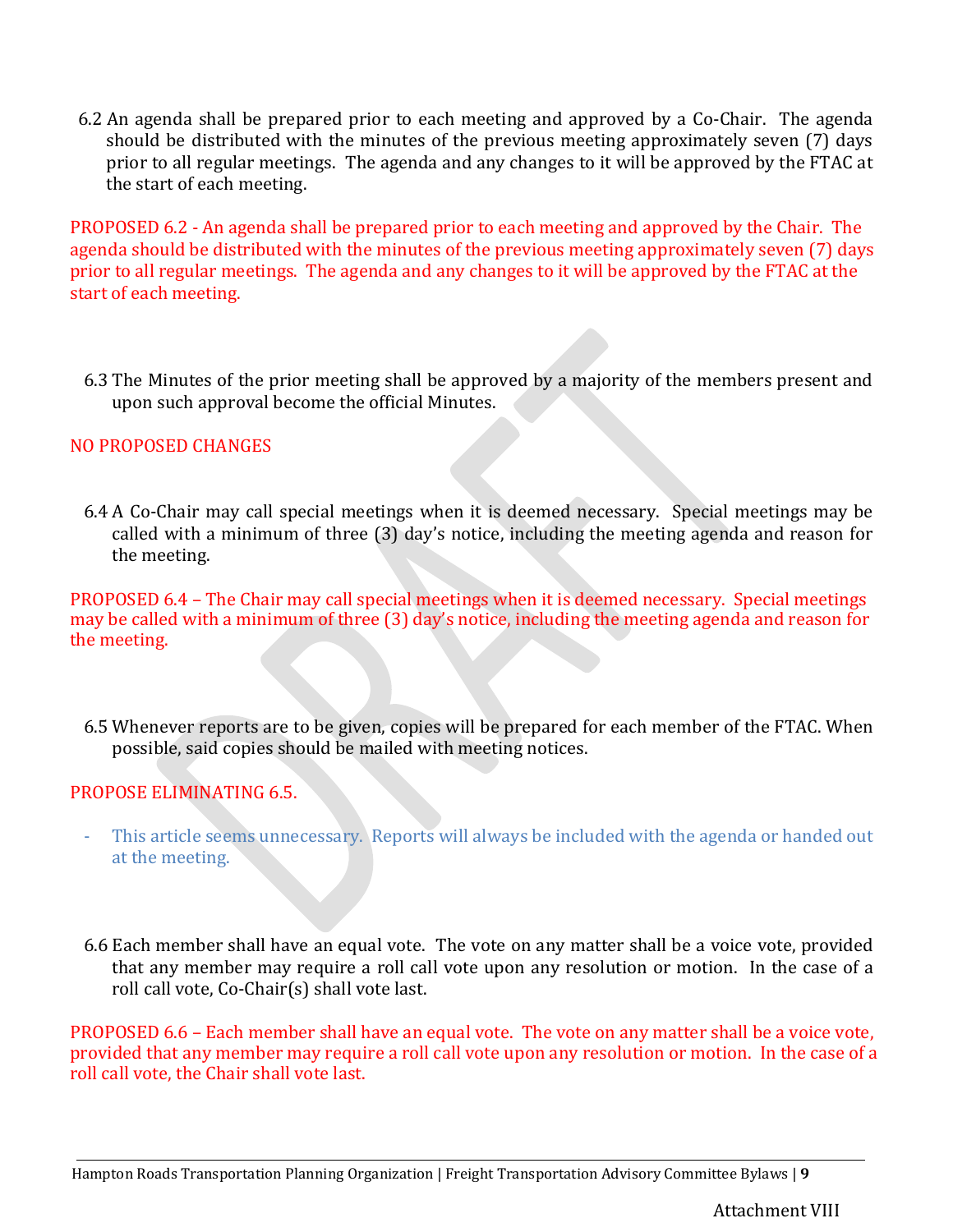6.2 An agenda shall be prepared prior to each meeting and approved by a Co-Chair. The agenda should be distributed with the minutes of the previous meeting approximately seven (7) days prior to all regular meetings. The agenda and any changes to it will be approved by the FTAC at the start of each meeting.

PROPOSED 6.2 - An agenda shall be prepared prior to each meeting and approved by the Chair. The agenda should be distributed with the minutes of the previous meeting approximately seven (7) days prior to all regular meetings. The agenda and any changes to it will be approved by the FTAC at the start of each meeting.

6.3 The Minutes of the prior meeting shall be approved by a majority of the members present and upon such approval become the official Minutes.

NO PROPOSED CHANGES

6.4 A Co-Chair may call special meetings when it is deemed necessary. Special meetings may be called with a minimum of three (3) day's notice, including the meeting agenda and reason for the meeting.

PROPOSED 6.4 – The Chair may call special meetings when it is deemed necessary. Special meetings may be called with a minimum of three (3) day's notice, including the meeting agenda and reason for the meeting.

6.5 Whenever reports are to be given, copies will be prepared for each member of the FTAC. When possible, said copies should be mailed with meeting notices.

PROPOSE ELIMINATING 6.5.

- This article seems unnecessary. Reports will always be included with the agenda or handed out at the meeting.

6.6 Each member shall have an equal vote. The vote on any matter shall be a voice vote, provided that any member may require a roll call vote upon any resolution or motion. In the case of a roll call vote, Co-Chair(s) shall vote last.

PROPOSED 6.6 – Each member shall have an equal vote. The vote on any matter shall be a voice vote, provided that any member may require a roll call vote upon any resolution or motion. In the case of a roll call vote, the Chair shall vote last.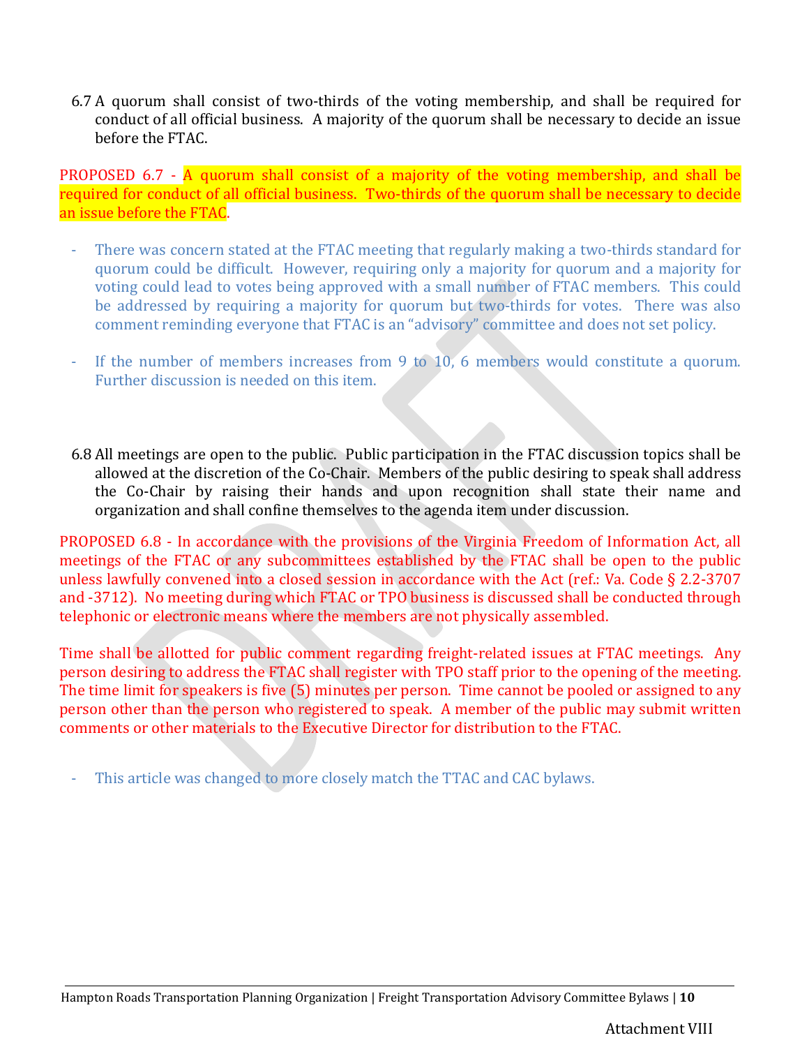6.7 A quorum shall consist of two-thirds of the voting membership, and shall be required for conduct of all official business. A majority of the quorum shall be necessary to decide an issue before the FTAC.

PROPOSED 6.7 - A quorum shall consist of a majority of the voting membership, and shall be required for conduct of all official business. Two-thirds of the quorum shall be necessary to decide an issue before the FTAC.

- There was concern stated at the FTAC meeting that regularly making a two-thirds standard for quorum could be difficult. However, requiring only a majority for quorum and a majority for voting could lead to votes being approved with a small number of FTAC members. This could be addressed by requiring a majority for quorum but two-thirds for votes. There was also comment reminding everyone that FTAC is an "advisory" committee and does not set policy.

- If the number of members increases from 9 to 10, 6 members would constitute a quorum. Further discussion is needed on this item.

6.8 All meetings are open to the public. Public participation in the FTAC discussion topics shall be allowed at the discretion of the Co-Chair. Members of the public desiring to speak shall address the Co-Chair by raising their hands and upon recognition shall state their name and organization and shall confine themselves to the agenda item under discussion.

PROPOSED 6.8 - In accordance with the provisions of the Virginia Freedom of Information Act, all meetings of the FTAC or any subcommittees established by the FTAC shall be open to the public unless lawfully convened into a closed session in accordance with the Act (ref.: Va. Code § 2.2-3707 and -3712). No meeting during which FTAC or TPO business is discussed shall be conducted through telephonic or electronic means where the members are not physically assembled.

Time shall be allotted for public comment regarding freight-related issues at FTAC meetings. Any person desiring to address the FTAC shall register with TPO staff prior to the opening of the meeting. The time limit for speakers is five (5) minutes per person. Time cannot be pooled or assigned to any person other than the person who registered to speak. A member of the public may submit written comments or other materials to the Executive Director for distribution to the FTAC.

- This article was changed to more closely match the TTAC and CAC bylaws.

Attachment VIII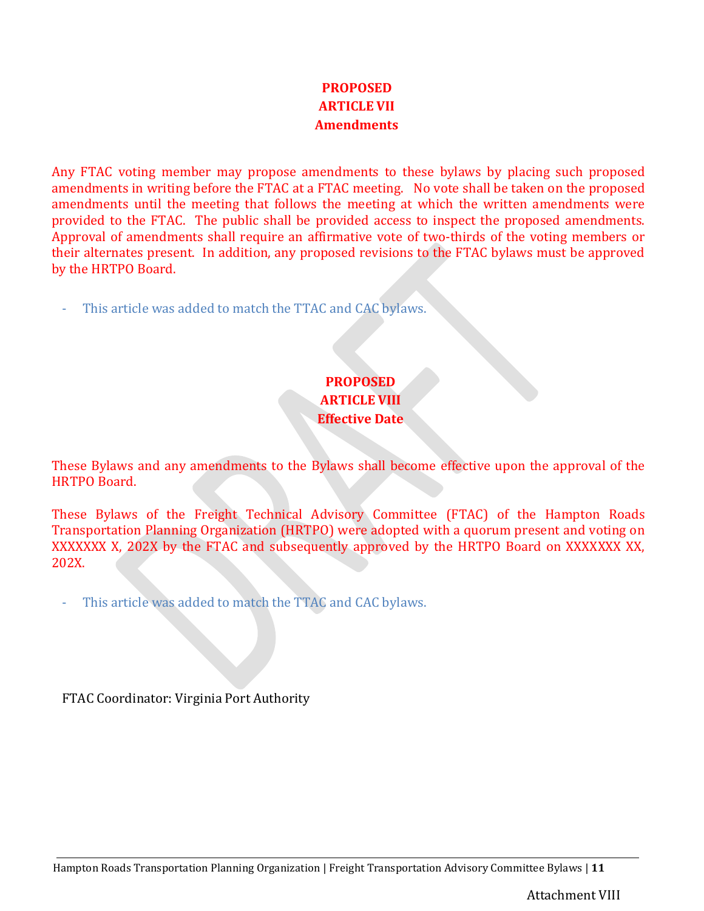**PROPOSED**
**ARTICLE VII**
**Amendments**

Any FTAC voting member may propose amendments to these bylaws by placing such proposed amendments in writing before the FTAC at a FTAC meeting. No vote shall be taken on the proposed amendments until the meeting that follows the meeting at which the written amendments were provided to the FTAC. The public shall be provided access to inspect the proposed amendments. Approval of amendments shall require an affirmative vote of two-thirds of the voting members or their alternates present. In addition, any proposed revisions to the FTAC bylaws must be approved by the HRTPO Board.

- This article was added to match the TTAC and CAC bylaws.

**PROPOSED**
**ARTICLE VIII**
**Effective Date**

These Bylaws and any amendments to the Bylaws shall become effective upon the approval of the HRTPO Board.

These Bylaws of the Freight Technical Advisory Committee (FTAC) of the Hampton Roads Transportation Planning Organization (HRTPO) were adopted with a quorum present and voting on XXXXXXX X, 202X by the FTAC and subsequently approved by the HRTPO Board on XXXXXXX XX, 202X.

- This article was added to match the TTAC and CAC bylaws.

FTAC Coordinator: Virginia Port Authority

Attachment VIII